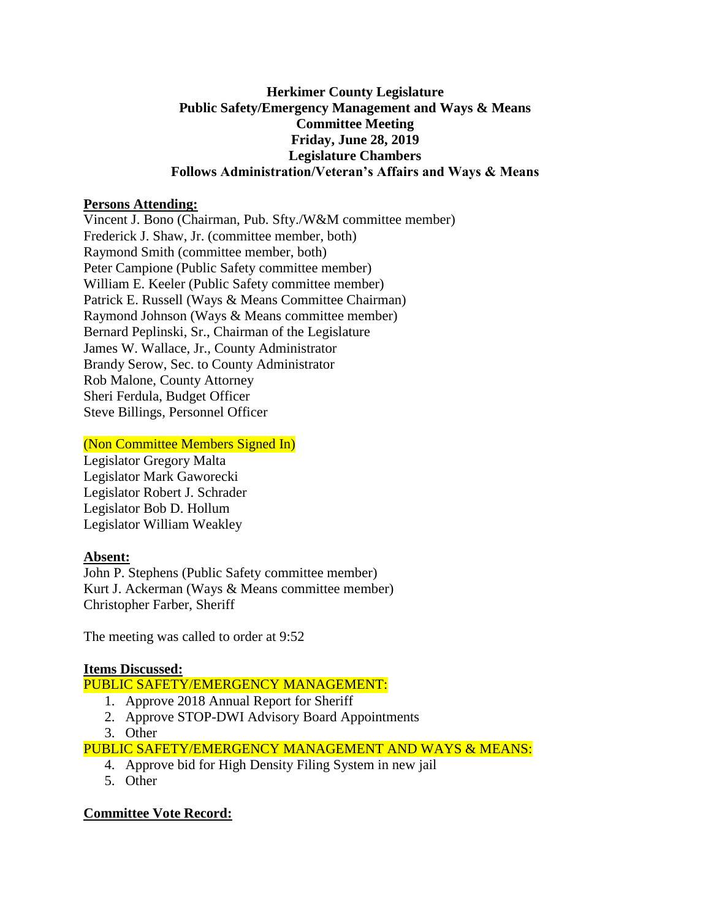**Herkimer County Legislature**
**Public Safety/Emergency Management and Ways & Means**
**Committee Meeting**
**Friday, June 28, 2019**
**Legislature Chambers**
**Follows Administration/Veteran's Affairs and Ways & Means**

**Persons Attending:**

Vincent J. Bono (Chairman, Pub. Sfty./W&M committee member)
Frederick J. Shaw, Jr. (committee member, both)
Raymond Smith (committee member, both)
Peter Campione (Public Safety committee member)
William E. Keeler (Public Safety committee member)
Patrick E. Russell (Ways & Means Committee Chairman)
Raymond Johnson (Ways & Means committee member)
Bernard Peplinski, Sr., Chairman of the Legislature
James W. Wallace, Jr., County Administrator
Brandy Serow, Sec. to County Administrator
Rob Malone, County Attorney
Sheri Ferdula, Budget Officer
Steve Billings, Personnel Officer

(Non Committee Members Signed In)

Legislator Gregory Malta
Legislator Mark Gaworecki
Legislator Robert J. Schrader
Legislator Bob D. Hollum
Legislator William Weakley

**Absent:**

John P. Stephens (Public Safety committee member)
Kurt J. Ackerman (Ways & Means committee member)
Christopher Farber, Sheriff

The meeting was called to order at 9:52

**Items Discussed:**

PUBLIC SAFETY/EMERGENCY MANAGEMENT:

1. Approve 2018 Annual Report for Sheriff
2. Approve STOP-DWI Advisory Board Appointments
3. Other

PUBLIC SAFETY/EMERGENCY MANAGEMENT AND WAYS & MEANS:

4. Approve bid for High Density Filing System in new jail
5. Other

**Committee Vote Record:**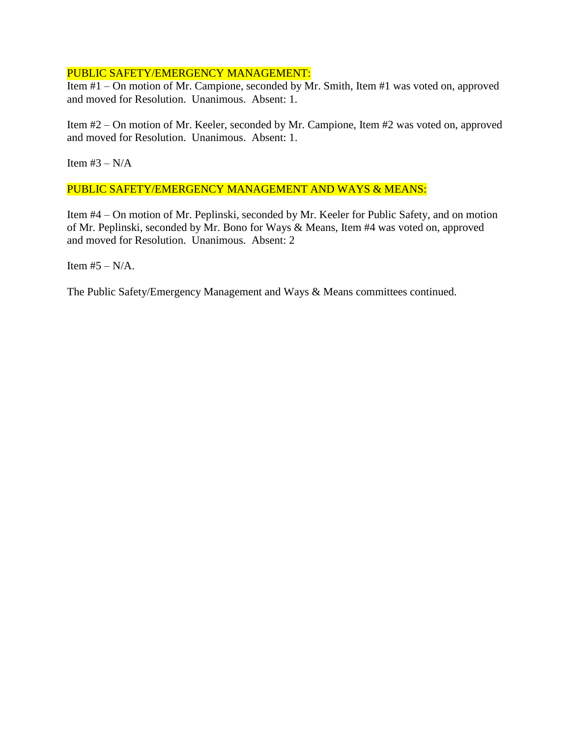PUBLIC SAFETY/EMERGENCY MANAGEMENT:

Item #1 – On motion of Mr. Campione, seconded by Mr. Smith, Item #1 was voted on, approved and moved for Resolution. Unanimous. Absent: 1.

Item #2 – On motion of Mr. Keeler, seconded by Mr. Campione, Item #2 was voted on, approved and moved for Resolution. Unanimous. Absent: 1.

Item #3 – N/A

PUBLIC SAFETY/EMERGENCY MANAGEMENT AND WAYS & MEANS:

Item #4 – On motion of Mr. Peplinski, seconded by Mr. Keeler for Public Safety, and on motion of Mr. Peplinski, seconded by Mr. Bono for Ways & Means, Item #4 was voted on, approved and moved for Resolution. Unanimous. Absent: 2

Item #5 – N/A.

The Public Safety/Emergency Management and Ways & Means committees continued.